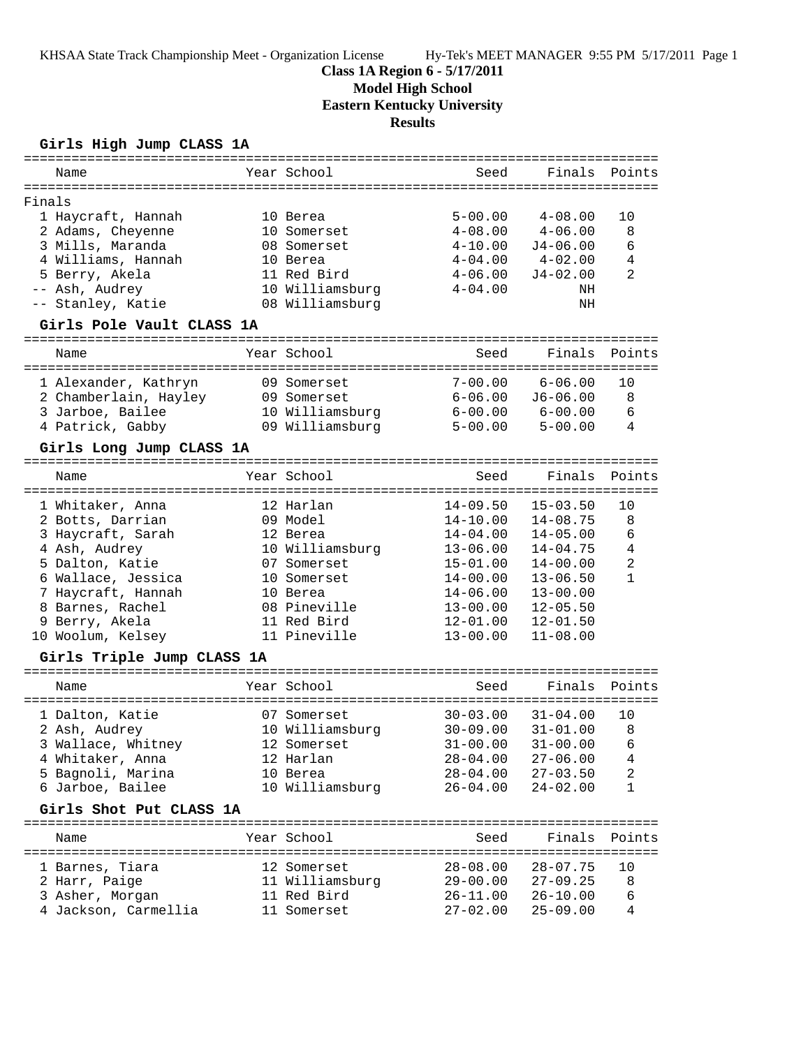# Class 1A Region 6 - 5/17/2011

## Model High School

## Eastern Kentucky University

## Results

### Girls High Jump CLASS 1A

Finals

| Place | Name | Year | School | Seed | Finals | Points |
|---|---|---|---|---|---|---|
| 1 | Haycraft, Hannah | 10 | Berea | 5-00.00 | 4-08.00 | 10 |
| 2 | Adams, Cheyenne | 10 | Somerset | 4-08.00 | 4-06.00 | 8 |
| 3 | Mills, Maranda | 08 | Somerset | 4-10.00 | J4-06.00 | 6 |
| 4 | Williams, Hannah | 10 | Berea | 4-04.00 | 4-02.00 | 4 |
| 5 | Berry, Akela | 11 | Red Bird | 4-06.00 | J4-02.00 | 2 |
| -- | Ash, Audrey | 10 | Williamsburg | 4-04.00 | NH | |
| -- | Stanley, Katie | 08 | Williamsburg | | NH | |

### Girls Pole Vault CLASS 1A

| Place | Name | Year | School | Seed | Finals | Points |
|---|---|---|---|---|---|---|
| 1 | Alexander, Kathryn | 09 | Somerset | 7-00.00 | 6-06.00 | 10 |
| 2 | Chamberlain, Hayley | 09 | Somerset | 6-06.00 | J6-06.00 | 8 |
| 3 | Jarboe, Bailee | 10 | Williamsburg | 6-00.00 | 6-00.00 | 6 |
| 4 | Patrick, Gabby | 09 | Williamsburg | 5-00.00 | 5-00.00 | 4 |

### Girls Long Jump CLASS 1A

| Place | Name | Year | School | Seed | Finals | Points |
|---|---|---|---|---|---|---|
| 1 | Whitaker, Anna | 12 | Harlan | 14-09.50 | 15-03.50 | 10 |
| 2 | Botts, Darrian | 09 | Model | 14-10.00 | 14-08.75 | 8 |
| 3 | Haycraft, Sarah | 12 | Berea | 14-04.00 | 14-05.00 | 6 |
| 4 | Ash, Audrey | 10 | Williamsburg | 13-06.00 | 14-04.75 | 4 |
| 5 | Dalton, Katie | 07 | Somerset | 15-01.00 | 14-00.00 | 2 |
| 6 | Wallace, Jessica | 10 | Somerset | 14-00.00 | 13-06.50 | 1 |
| 7 | Haycraft, Hannah | 10 | Berea | 14-06.00 | 13-00.00 | |
| 8 | Barnes, Rachel | 08 | Pineville | 13-00.00 | 12-05.50 | |
| 9 | Berry, Akela | 11 | Red Bird | 12-01.00 | 12-01.50 | |
| 10 | Woolum, Kelsey | 11 | Pineville | 13-00.00 | 11-08.00 | |

### Girls Triple Jump CLASS 1A

| Place | Name | Year | School | Seed | Finals | Points |
|---|---|---|---|---|---|---|
| 1 | Dalton, Katie | 07 | Somerset | 30-03.00 | 31-04.00 | 10 |
| 2 | Ash, Audrey | 10 | Williamsburg | 30-09.00 | 31-01.00 | 8 |
| 3 | Wallace, Whitney | 12 | Somerset | 31-00.00 | 31-00.00 | 6 |
| 4 | Whitaker, Anna | 12 | Harlan | 28-04.00 | 27-06.00 | 4 |
| 5 | Bagnoli, Marina | 10 | Berea | 28-04.00 | 27-03.50 | 2 |
| 6 | Jarboe, Bailee | 10 | Williamsburg | 26-04.00 | 24-02.00 | 1 |

### Girls Shot Put CLASS 1A

| Place | Name | Year | School | Seed | Finals | Points |
|---|---|---|---|---|---|---|
| 1 | Barnes, Tiara | 12 | Somerset | 28-08.00 | 28-07.75 | 10 |
| 2 | Harr, Paige | 11 | Williamsburg | 29-00.00 | 27-09.25 | 8 |
| 3 | Asher, Morgan | 11 | Red Bird | 26-11.00 | 26-10.00 | 6 |
| 4 | Jackson, Carmellia | 11 | Somerset | 27-02.00 | 25-09.00 | 4 |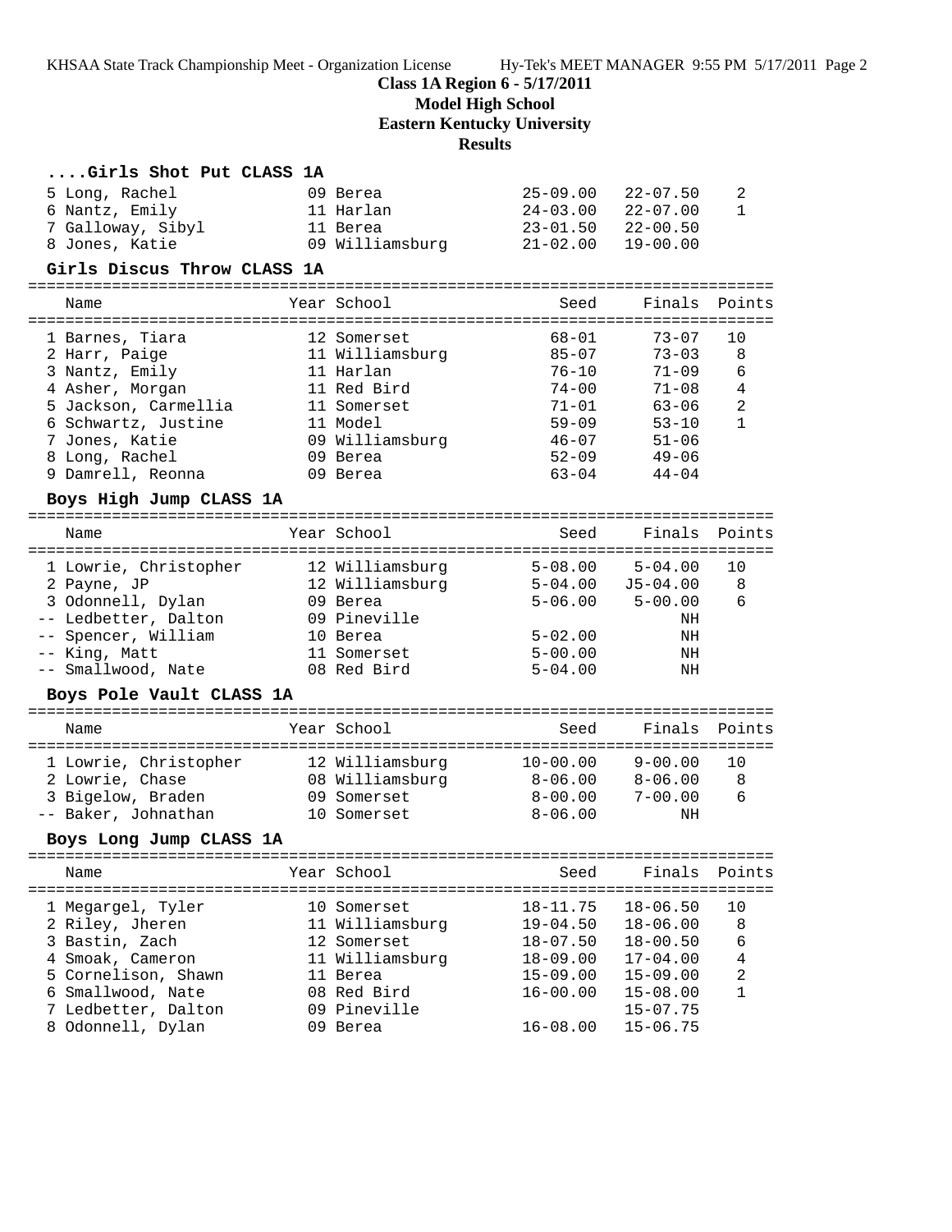**Class 1A Region 6 - 5/17/2011**
**Model High School**
**Eastern Kentucky University**
**Results**

### ....Girls Shot Put CLASS 1A

| | Name | Year | School | Seed | Finals | Points |
|---|---|---|---|---|---|---|
| 5 | Long, Rachel | 09 | Berea | 25-09.00 | 22-07.50 | 2 |
| 6 | Nantz, Emily | 11 | Harlan | 24-03.00 | 22-07.00 | 1 |
| 7 | Galloway, Sibyl | 11 | Berea | 23-01.50 | 22-00.50 | |
| 8 | Jones, Katie | 09 | Williamsburg | 21-02.00 | 19-00.00 | |

### Girls Discus Throw CLASS 1A

| | Name | Year | School | Seed | Finals | Points |
|---|---|---|---|---|---|---|
| 1 | Barnes, Tiara | 12 | Somerset | 68-01 | 73-07 | 10 |
| 2 | Harr, Paige | 11 | Williamsburg | 85-07 | 73-03 | 8 |
| 3 | Nantz, Emily | 11 | Harlan | 76-10 | 71-09 | 6 |
| 4 | Asher, Morgan | 11 | Red Bird | 74-00 | 71-08 | 4 |
| 5 | Jackson, Carmellia | 11 | Somerset | 71-01 | 63-06 | 2 |
| 6 | Schwartz, Justine | 11 | Model | 59-09 | 53-10 | 1 |
| 7 | Jones, Katie | 09 | Williamsburg | 46-07 | 51-06 | |
| 8 | Long, Rachel | 09 | Berea | 52-09 | 49-06 | |
| 9 | Damrell, Reonna | 09 | Berea | 63-04 | 44-04 | |

### Boys High Jump CLASS 1A

| | Name | Year | School | Seed | Finals | Points |
|---|---|---|---|---|---|---|
| 1 | Lowrie, Christopher | 12 | Williamsburg | 5-08.00 | 5-04.00 | 10 |
| 2 | Payne, JP | 12 | Williamsburg | 5-04.00 | J5-04.00 | 8 |
| 3 | Odonnell, Dylan | 09 | Berea | 5-06.00 | 5-00.00 | 6 |
| -- | Ledbetter, Dalton | 09 | Pineville | | NH | |
| -- | Spencer, William | 10 | Berea | 5-02.00 | NH | |
| -- | King, Matt | 11 | Somerset | 5-00.00 | NH | |
| -- | Smallwood, Nate | 08 | Red Bird | 5-04.00 | NH | |

### Boys Pole Vault CLASS 1A

| | Name | Year | School | Seed | Finals | Points |
|---|---|---|---|---|---|---|
| 1 | Lowrie, Christopher | 12 | Williamsburg | 10-00.00 | 9-00.00 | 10 |
| 2 | Lowrie, Chase | 08 | Williamsburg | 8-06.00 | 8-06.00 | 8 |
| 3 | Bigelow, Braden | 09 | Somerset | 8-00.00 | 7-00.00 | 6 |
| -- | Baker, Johnathan | 10 | Somerset | 8-06.00 | NH | |

### Boys Long Jump CLASS 1A

| | Name | Year | School | Seed | Finals | Points |
|---|---|---|---|---|---|---|
| 1 | Megargel, Tyler | 10 | Somerset | 18-11.75 | 18-06.50 | 10 |
| 2 | Riley, Jheren | 11 | Williamsburg | 19-04.50 | 18-06.00 | 8 |
| 3 | Bastin, Zach | 12 | Somerset | 18-07.50 | 18-00.50 | 6 |
| 4 | Smoak, Cameron | 11 | Williamsburg | 18-09.00 | 17-04.00 | 4 |
| 5 | Cornelison, Shawn | 11 | Berea | 15-09.00 | 15-09.00 | 2 |
| 6 | Smallwood, Nate | 08 | Red Bird | 16-00.00 | 15-08.00 | 1 |
| 7 | Ledbetter, Dalton | 09 | Pineville | | 15-07.75 | |
| 8 | Odonnell, Dylan | 09 | Berea | 16-08.00 | 15-06.75 | |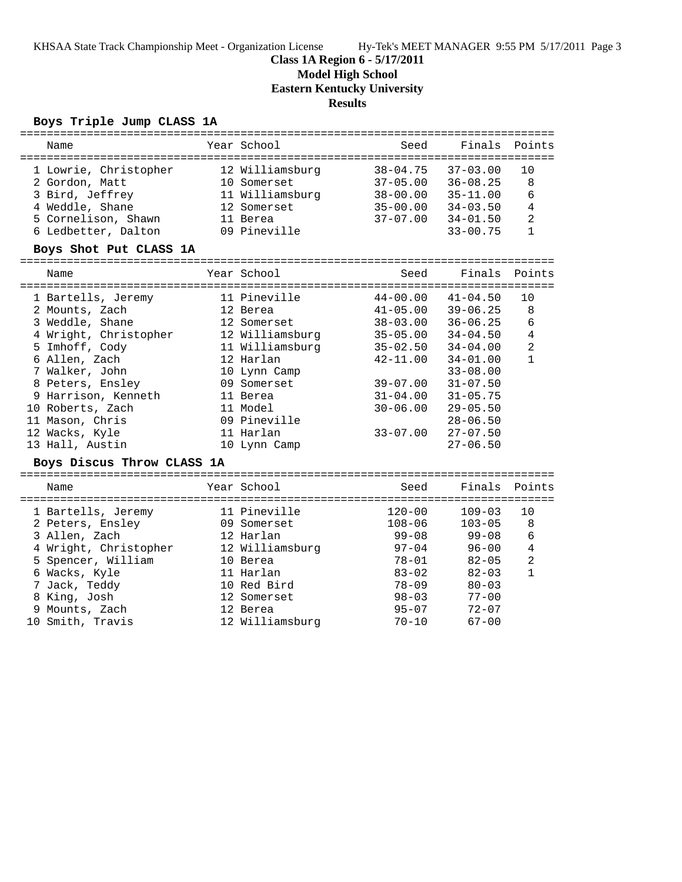# Class 1A Region 6 - 5/17/2011

## Model High School

## Eastern Kentucky University

## Results

### Boys Triple Jump CLASS 1A

| | Name | Year | School | Seed | Finals | Points |
|---|---|---|---|---|---|---|
| 1 | Lowrie, Christopher | 12 | Williamsburg | 38-04.75 | 37-03.00 | 10 |
| 2 | Gordon, Matt | 10 | Somerset | 37-05.00 | 36-08.25 | 8 |
| 3 | Bird, Jeffrey | 11 | Williamsburg | 38-00.00 | 35-11.00 | 6 |
| 4 | Weddle, Shane | 12 | Somerset | 35-00.00 | 34-03.50 | 4 |
| 5 | Cornelison, Shawn | 11 | Berea | 37-07.00 | 34-01.50 | 2 |
| 6 | Ledbetter, Dalton | 09 | Pineville | | 33-00.75 | 1 |

### Boys Shot Put CLASS 1A

| | Name | Year | School | Seed | Finals | Points |
|---|---|---|---|---|---|---|
| 1 | Bartells, Jeremy | 11 | Pineville | 44-00.00 | 41-04.50 | 10 |
| 2 | Mounts, Zach | 12 | Berea | 41-05.00 | 39-06.25 | 8 |
| 3 | Weddle, Shane | 12 | Somerset | 38-03.00 | 36-06.25 | 6 |
| 4 | Wright, Christopher | 12 | Williamsburg | 35-05.00 | 34-04.50 | 4 |
| 5 | Imhoff, Cody | 11 | Williamsburg | 35-02.50 | 34-04.00 | 2 |
| 6 | Allen, Zach | 12 | Harlan | 42-11.00 | 34-01.00 | 1 |
| 7 | Walker, John | 10 | Lynn Camp | | 33-08.00 | |
| 8 | Peters, Ensley | 09 | Somerset | 39-07.00 | 31-07.50 | |
| 9 | Harrison, Kenneth | 11 | Berea | 31-04.00 | 31-05.75 | |
| 10 | Roberts, Zach | 11 | Model | 30-06.00 | 29-05.50 | |
| 11 | Mason, Chris | 09 | Pineville | | 28-06.50 | |
| 12 | Wacks, Kyle | 11 | Harlan | 33-07.00 | 27-07.50 | |
| 13 | Hall, Austin | 10 | Lynn Camp | | 27-06.50 | |

### Boys Discus Throw CLASS 1A

| | Name | Year | School | Seed | Finals | Points |
|---|---|---|---|---|---|---|
| 1 | Bartells, Jeremy | 11 | Pineville | 120-00 | 109-03 | 10 |
| 2 | Peters, Ensley | 09 | Somerset | 108-06 | 103-05 | 8 |
| 3 | Allen, Zach | 12 | Harlan | 99-08 | 99-08 | 6 |
| 4 | Wright, Christopher | 12 | Williamsburg | 97-04 | 96-00 | 4 |
| 5 | Spencer, William | 10 | Berea | 78-01 | 82-05 | 2 |
| 6 | Wacks, Kyle | 11 | Harlan | 83-02 | 82-03 | 1 |
| 7 | Jack, Teddy | 10 | Red Bird | 78-09 | 80-03 | |
| 8 | King, Josh | 12 | Somerset | 98-03 | 77-00 | |
| 9 | Mounts, Zach | 12 | Berea | 95-07 | 72-07 | |
| 10 | Smith, Travis | 12 | Williamsburg | 70-10 | 67-00 | |